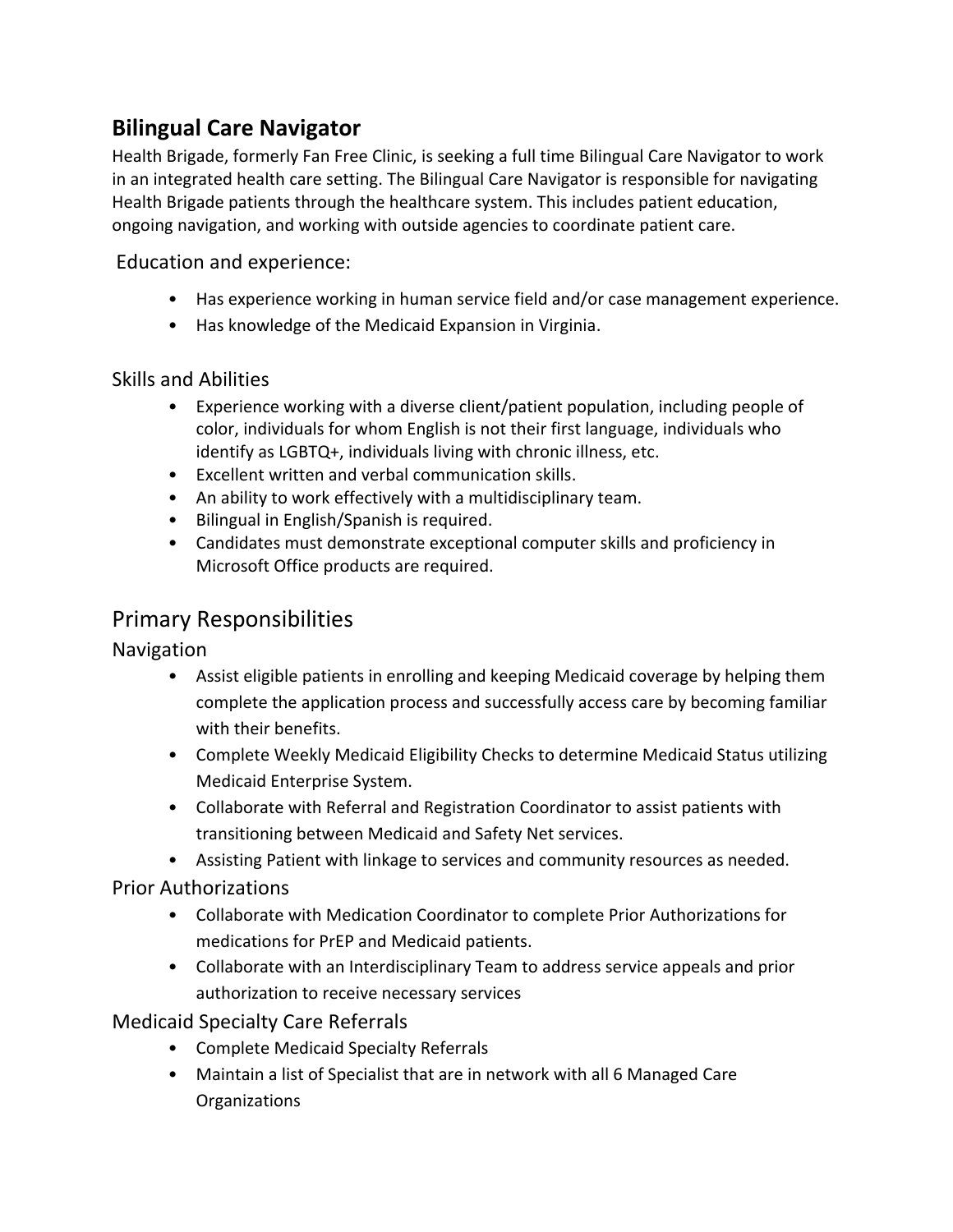## Bilingual Care Navigator

Health Brigade, formerly Fan Free Clinic, is seeking a full time Bilingual Care Navigator to work in an integrated health care setting. The Bilingual Care Navigator is responsible for navigating Health Brigade patients through the healthcare system. This includes patient education, ongoing navigation, and working with outside agencies to coordinate patient care.

### Education and experience:

- Has experience working in human service field and/or case management experience.
- Has knowledge of the Medicaid Expansion in Virginia.

### Skills and Abilities

- Experience working with a diverse client/patient population, including people of color, individuals for whom English is not their first language, individuals who identify as LGBTQ+, individuals living with chronic illness, etc.
- Excellent written and verbal communication skills.
- An ability to work effectively with a multidisciplinary team.
- Bilingual in English/Spanish is required.
- Candidates must demonstrate exceptional computer skills and proficiency in Microsoft Office products are required.

## Primary Responsibilities

### Navigation

- Assist eligible patients in enrolling and keeping Medicaid coverage by helping them complete the application process and successfully access care by becoming familiar with their benefits.
- Complete Weekly Medicaid Eligibility Checks to determine Medicaid Status utilizing Medicaid Enterprise System.
- Collaborate with Referral and Registration Coordinator to assist patients with transitioning between Medicaid and Safety Net services.
- Assisting Patient with linkage to services and community resources as needed.

### Prior Authorizations

- Collaborate with Medication Coordinator to complete Prior Authorizations for medications for PrEP and Medicaid patients.
- Collaborate with an Interdisciplinary Team to address service appeals and prior authorization to receive necessary services

### Medicaid Specialty Care Referrals

- Complete Medicaid Specialty Referrals
- Maintain a list of Specialist that are in network with all 6 Managed Care Organizations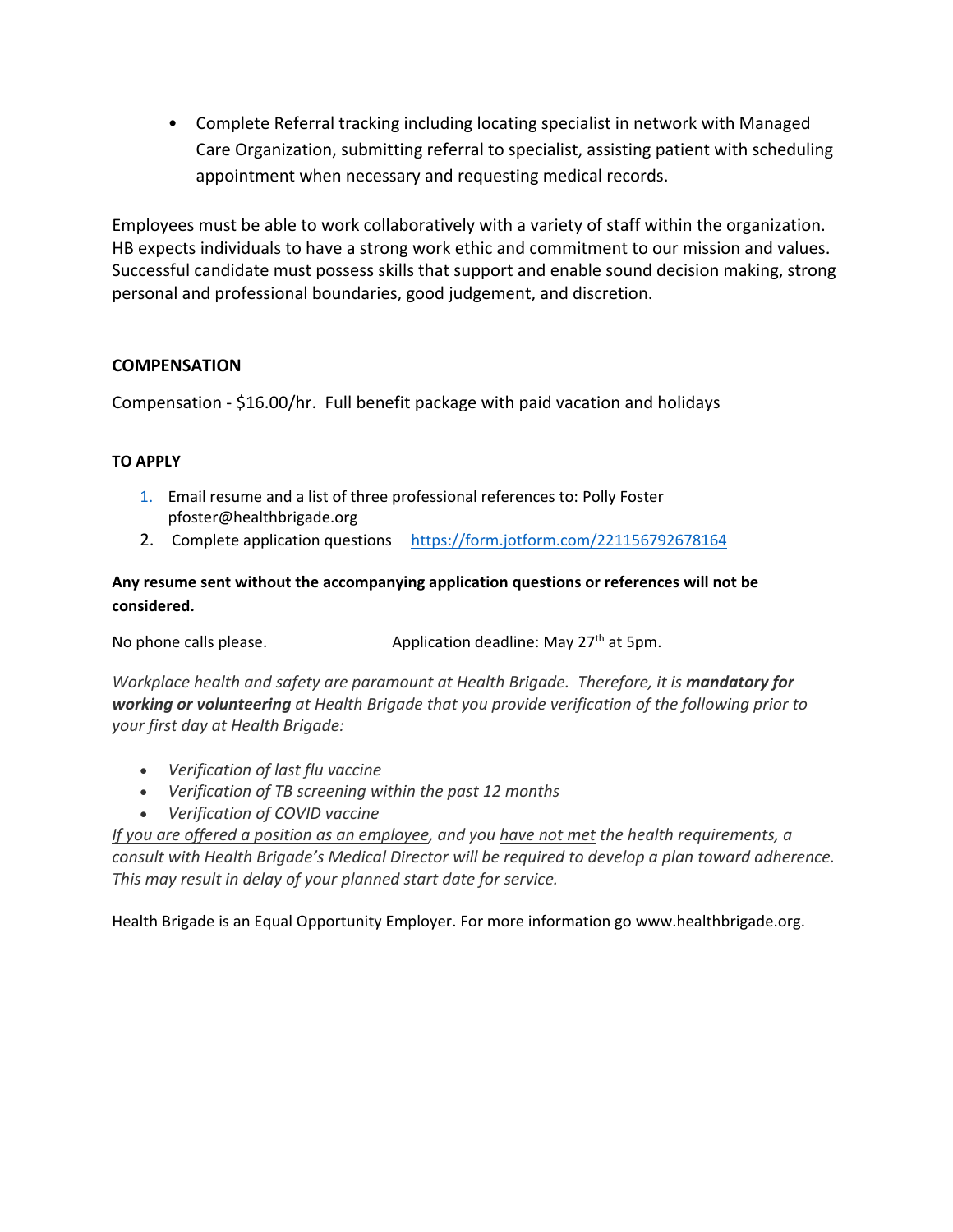- Complete Referral tracking including locating specialist in network with Managed Care Organization, submitting referral to specialist, assisting patient with scheduling appointment when necessary and requesting medical records.

Employees must be able to work collaboratively with a variety of staff within the organization. HB expects individuals to have a strong work ethic and commitment to our mission and values. Successful candidate must possess skills that support and enable sound decision making, strong personal and professional boundaries, good judgement, and discretion.

## COMPENSATION

Compensation - $16.00/hr. Full benefit package with paid vacation and holidays

### TO APPLY

1. Email resume and a list of three professional references to: Polly Foster pfoster@healthbrigade.org
2. Complete application questions https://form.jotform.com/221156792678164

**Any resume sent without the accompanying application questions or references will not be considered.**

No phone calls please. Application deadline: May 27th at 5pm.

*Workplace health and safety are paramount at Health Brigade. Therefore, it is **mandatory for working or volunteering** at Health Brigade that you provide verification of the following prior to your first day at Health Brigade:*

- *Verification of last flu vaccine*
- *Verification of TB screening within the past 12 months*
- *Verification of COVID vaccine*

*If you are offered a position as an employee, and you have not met the health requirements, a consult with Health Brigade's Medical Director will be required to develop a plan toward adherence. This may result in delay of your planned start date for service.*

Health Brigade is an Equal Opportunity Employer. For more information go www.healthbrigade.org.